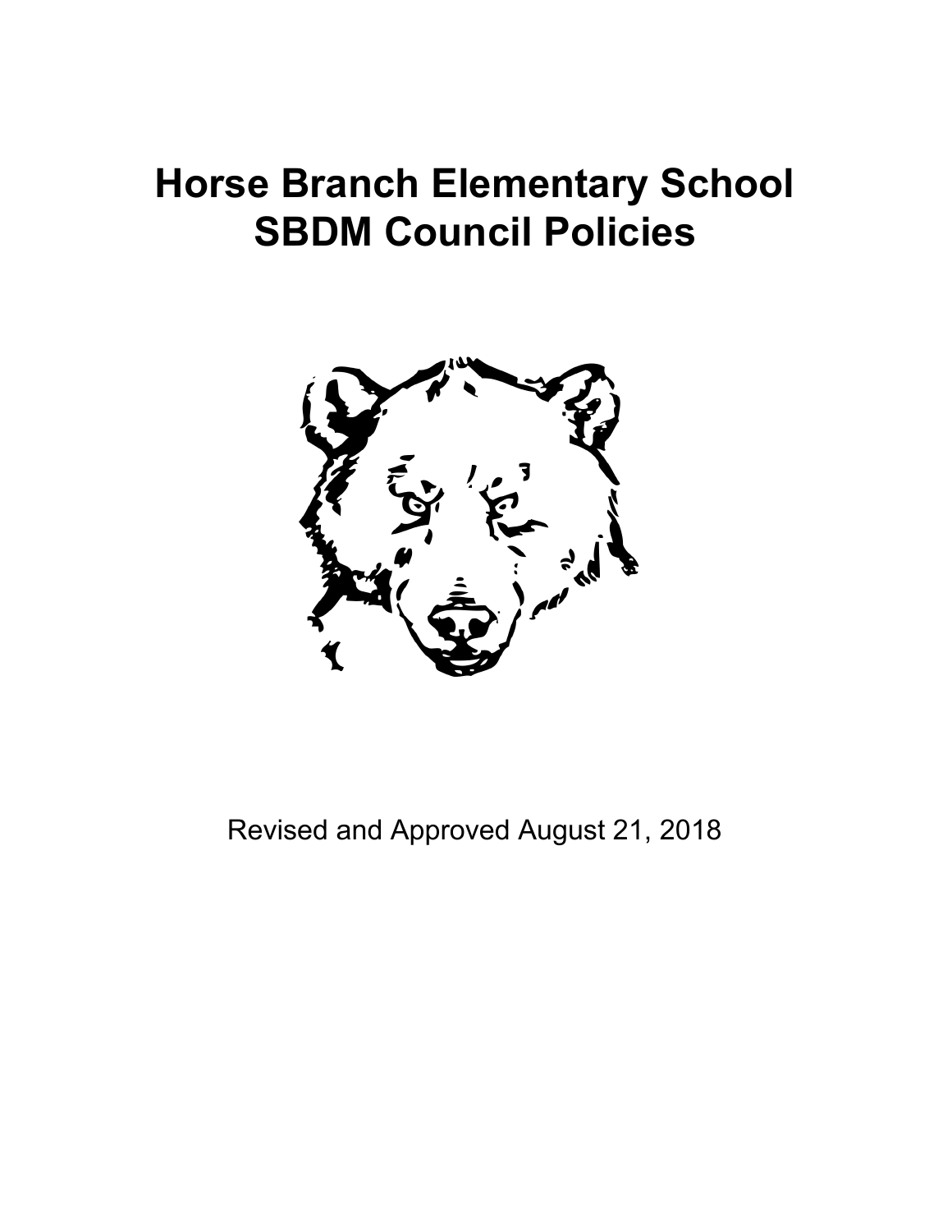# Horse Branch Elementary School
# SBDM Council Policies

Revised and Approved August 21, 2018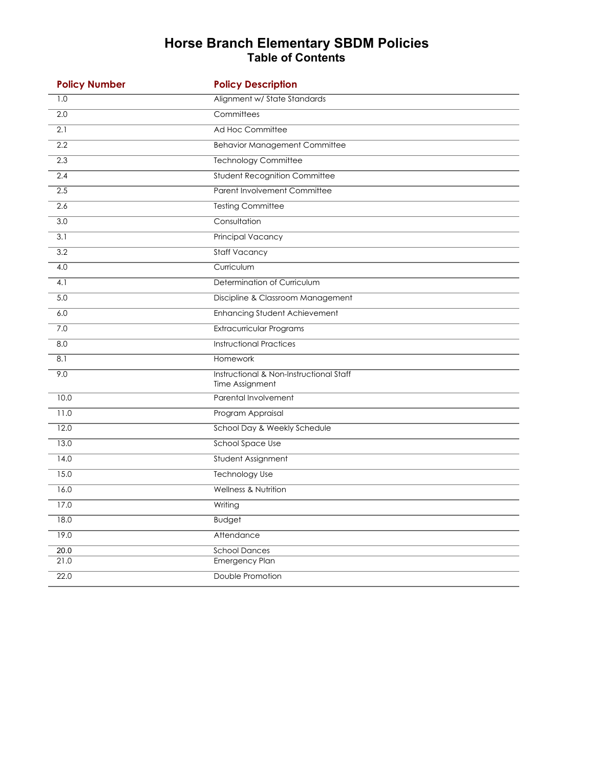# Horse Branch Elementary SBDM Policies

## Table of Contents

| Policy Number | Policy Description |
|---|---|
| 1.0 | Alignment w/ State Standards |
| 2.0 | Committees |
| 2.1 | Ad Hoc Committee |
| 2.2 | Behavior Management Committee |
| 2.3 | Technology Committee |
| 2.4 | Student Recognition Committee |
| 2.5 | Parent Involvement Committee |
| 2.6 | Testing Committee |
| 3.0 | Consultation |
| 3.1 | Principal Vacancy |
| 3.2 | Staff Vacancy |
| 4.0 | Curriculum |
| 4.1 | Determination of Curriculum |
| 5.0 | Discipline & Classroom Management |
| 6.0 | Enhancing Student Achievement |
| 7.0 | Extracurricular Programs |
| 8.0 | Instructional Practices |
| 8.1 | Homework |
| 9.0 | Instructional & Non-Instructional Staff Time Assignment |
| 10.0 | Parental Involvement |
| 11.0 | Program Appraisal |
| 12.0 | School Day & Weekly Schedule |
| 13.0 | School Space Use |
| 14.0 | Student Assignment |
| 15.0 | Technology Use |
| 16.0 | Wellness & Nutrition |
| 17.0 | Writing |
| 18.0 | Budget |
| 19.0 | Attendance |
| 20.0 | School Dances |
| 21.0 | Emergency Plan |
| 22.0 | Double Promotion |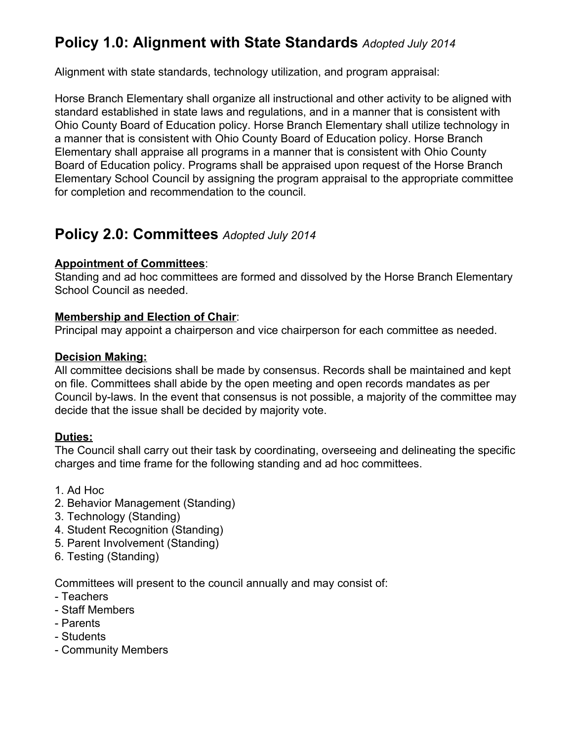## Policy 1.0: Alignment with State Standards *Adopted July 2014*

Alignment with state standards, technology utilization, and program appraisal:

Horse Branch Elementary shall organize all instructional and other activity to be aligned with standard established in state laws and regulations, and in a manner that is consistent with Ohio County Board of Education policy. Horse Branch Elementary shall utilize technology in a manner that is consistent with Ohio County Board of Education policy. Horse Branch Elementary shall appraise all programs in a manner that is consistent with Ohio County Board of Education policy. Programs shall be appraised upon request of the Horse Branch Elementary School Council by assigning the program appraisal to the appropriate committee for completion and recommendation to the council.

## Policy 2.0: Committees *Adopted July 2014*

**Appointment of Committees**:
Standing and ad hoc committees are formed and dissolved by the Horse Branch Elementary School Council as needed.

**Membership and Election of Chair**:
Principal may appoint a chairperson and vice chairperson for each committee as needed.

**Decision Making:**
All committee decisions shall be made by consensus. Records shall be maintained and kept on file. Committees shall abide by the open meeting and open records mandates as per Council by-laws. In the event that consensus is not possible, a majority of the committee may decide that the issue shall be decided by majority vote.

**Duties:**
The Council shall carry out their task by coordinating, overseeing and delineating the specific charges and time frame for the following standing and ad hoc committees.

1. Ad Hoc
2. Behavior Management (Standing)
3. Technology (Standing)
4. Student Recognition (Standing)
5. Parent Involvement (Standing)
6. Testing (Standing)

Committees will present to the council annually and may consist of:
- Teachers
- Staff Members
- Parents
- Students
- Community Members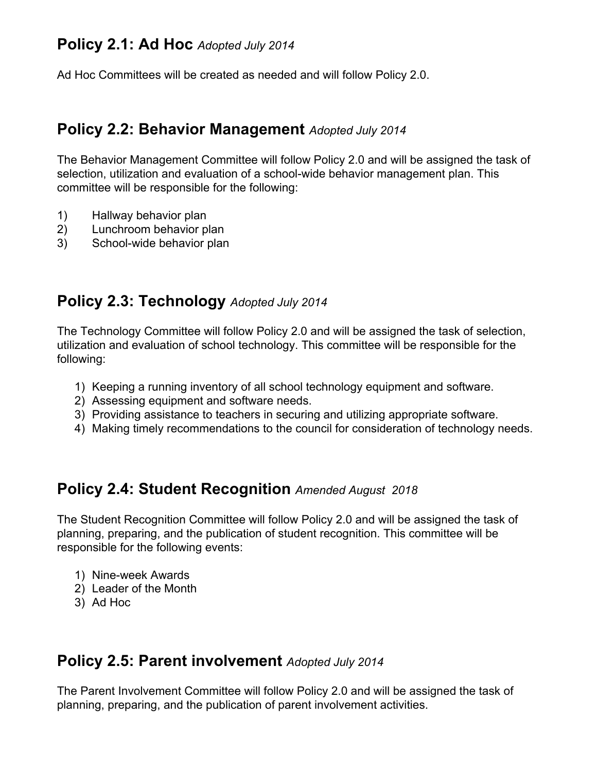## Policy 2.1: Ad Hoc *Adopted July 2014*

Ad Hoc Committees will be created as needed and will follow Policy 2.0.

## Policy 2.2: Behavior Management *Adopted July 2014*

The Behavior Management Committee will follow Policy 2.0 and will be assigned the task of selection, utilization and evaluation of a school-wide behavior management plan. This committee will be responsible for the following:

1) Hallway behavior plan
2) Lunchroom behavior plan
3) School-wide behavior plan

## Policy 2.3: Technology *Adopted July 2014*

The Technology Committee will follow Policy 2.0 and will be assigned the task of selection, utilization and evaluation of school technology. This committee will be responsible for the following:

1) Keeping a running inventory of all school technology equipment and software.
2) Assessing equipment and software needs.
3) Providing assistance to teachers in securing and utilizing appropriate software.
4) Making timely recommendations to the council for consideration of technology needs.

## Policy 2.4: Student Recognition *Amended August 2018*

The Student Recognition Committee will follow Policy 2.0 and will be assigned the task of planning, preparing, and the publication of student recognition. This committee will be responsible for the following events:

1) Nine-week Awards
2) Leader of the Month
3) Ad Hoc

## Policy 2.5: Parent involvement *Adopted July 2014*

The Parent Involvement Committee will follow Policy 2.0 and will be assigned the task of planning, preparing, and the publication of parent involvement activities.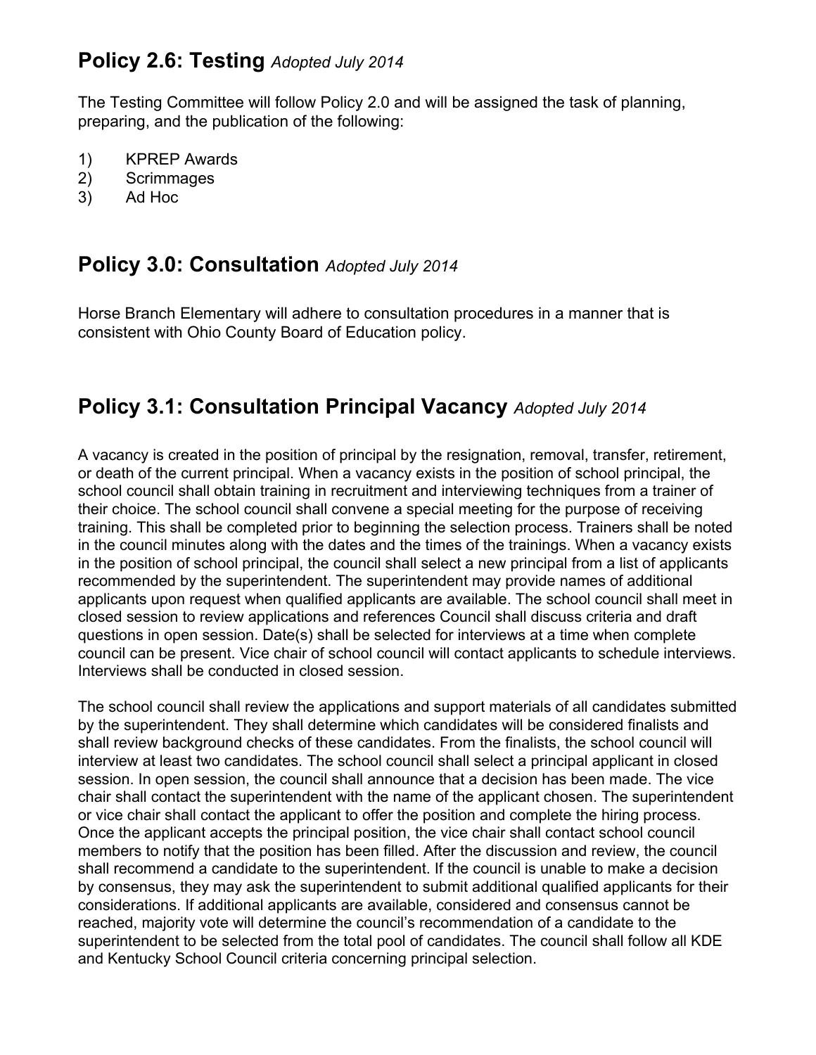## Policy 2.6: Testing *Adopted July 2014*

The Testing Committee will follow Policy 2.0 and will be assigned the task of planning, preparing, and the publication of the following:

1) KPREP Awards
2) Scrimmages
3) Ad Hoc

## Policy 3.0: Consultation *Adopted July 2014*

Horse Branch Elementary will adhere to consultation procedures in a manner that is consistent with Ohio County Board of Education policy.

## Policy 3.1: Consultation Principal Vacancy *Adopted July 2014*

A vacancy is created in the position of principal by the resignation, removal, transfer, retirement, or death of the current principal. When a vacancy exists in the position of school principal, the school council shall obtain training in recruitment and interviewing techniques from a trainer of their choice. The school council shall convene a special meeting for the purpose of receiving training. This shall be completed prior to beginning the selection process. Trainers shall be noted in the council minutes along with the dates and the times of the trainings. When a vacancy exists in the position of school principal, the council shall select a new principal from a list of applicants recommended by the superintendent. The superintendent may provide names of additional applicants upon request when qualified applicants are available. The school council shall meet in closed session to review applications and references Council shall discuss criteria and draft questions in open session. Date(s) shall be selected for interviews at a time when complete council can be present. Vice chair of school council will contact applicants to schedule interviews. Interviews shall be conducted in closed session.

The school council shall review the applications and support materials of all candidates submitted by the superintendent. They shall determine which candidates will be considered finalists and shall review background checks of these candidates. From the finalists, the school council will interview at least two candidates. The school council shall select a principal applicant in closed session. In open session, the council shall announce that a decision has been made. The vice chair shall contact the superintendent with the name of the applicant chosen. The superintendent or vice chair shall contact the applicant to offer the position and complete the hiring process. Once the applicant accepts the principal position, the vice chair shall contact school council members to notify that the position has been filled. After the discussion and review, the council shall recommend a candidate to the superintendent. If the council is unable to make a decision by consensus, they may ask the superintendent to submit additional qualified applicants for their considerations. If additional applicants are available, considered and consensus cannot be reached, majority vote will determine the council's recommendation of a candidate to the superintendent to be selected from the total pool of candidates. The council shall follow all KDE and Kentucky School Council criteria concerning principal selection.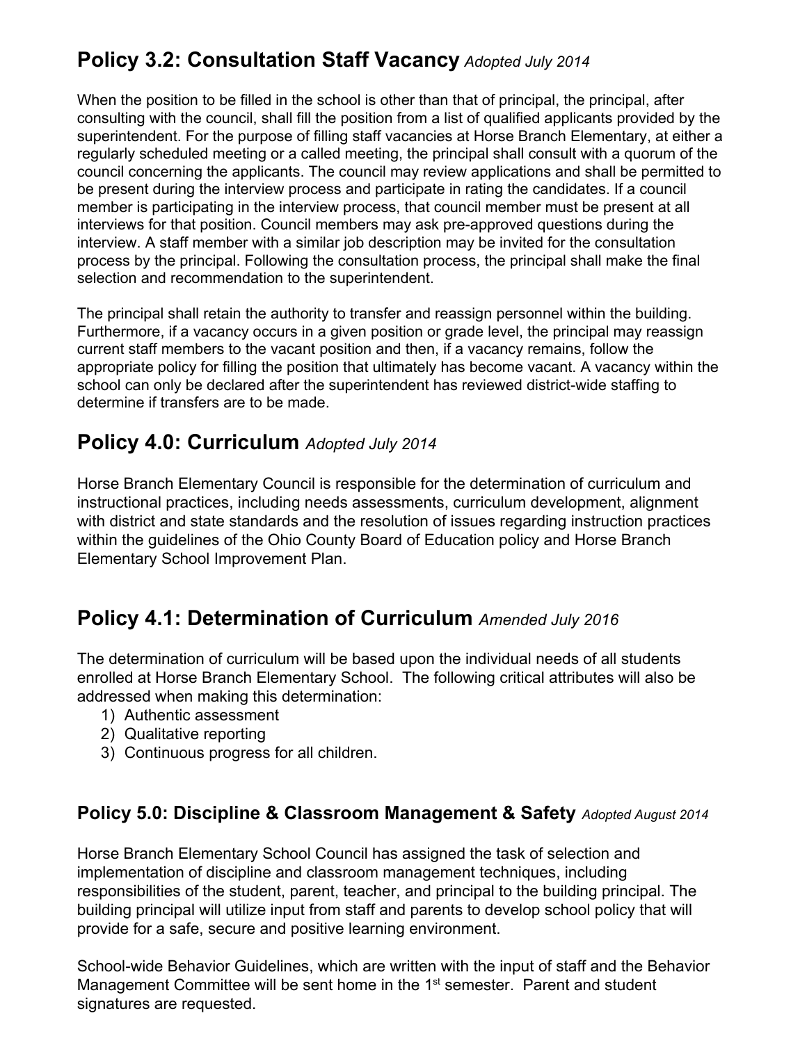## Policy 3.2: Consultation Staff Vacancy *Adopted July 2014*

When the position to be filled in the school is other than that of principal, the principal, after consulting with the council, shall fill the position from a list of qualified applicants provided by the superintendent. For the purpose of filling staff vacancies at Horse Branch Elementary, at either a regularly scheduled meeting or a called meeting, the principal shall consult with a quorum of the council concerning the applicants. The council may review applications and shall be permitted to be present during the interview process and participate in rating the candidates. If a council member is participating in the interview process, that council member must be present at all interviews for that position. Council members may ask pre-approved questions during the interview. A staff member with a similar job description may be invited for the consultation process by the principal. Following the consultation process, the principal shall make the final selection and recommendation to the superintendent.

The principal shall retain the authority to transfer and reassign personnel within the building. Furthermore, if a vacancy occurs in a given position or grade level, the principal may reassign current staff members to the vacant position and then, if a vacancy remains, follow the appropriate policy for filling the position that ultimately has become vacant. A vacancy within the school can only be declared after the superintendent has reviewed district-wide staffing to determine if transfers are to be made.

## Policy 4.0: Curriculum *Adopted July 2014*

Horse Branch Elementary Council is responsible for the determination of curriculum and instructional practices, including needs assessments, curriculum development, alignment with district and state standards and the resolution of issues regarding instruction practices within the guidelines of the Ohio County Board of Education policy and Horse Branch Elementary School Improvement Plan.

## Policy 4.1: Determination of Curriculum *Amended July 2016*

The determination of curriculum will be based upon the individual needs of all students enrolled at Horse Branch Elementary School. The following critical attributes will also be addressed when making this determination:

1) Authentic assessment
2) Qualitative reporting
3) Continuous progress for all children.

### Policy 5.0: Discipline & Classroom Management & Safety *Adopted August 2014*

Horse Branch Elementary School Council has assigned the task of selection and implementation of discipline and classroom management techniques, including responsibilities of the student, parent, teacher, and principal to the building principal. The building principal will utilize input from staff and parents to develop school policy that will provide for a safe, secure and positive learning environment.

School-wide Behavior Guidelines, which are written with the input of staff and the Behavior Management Committee will be sent home in the 1st semester. Parent and student signatures are requested.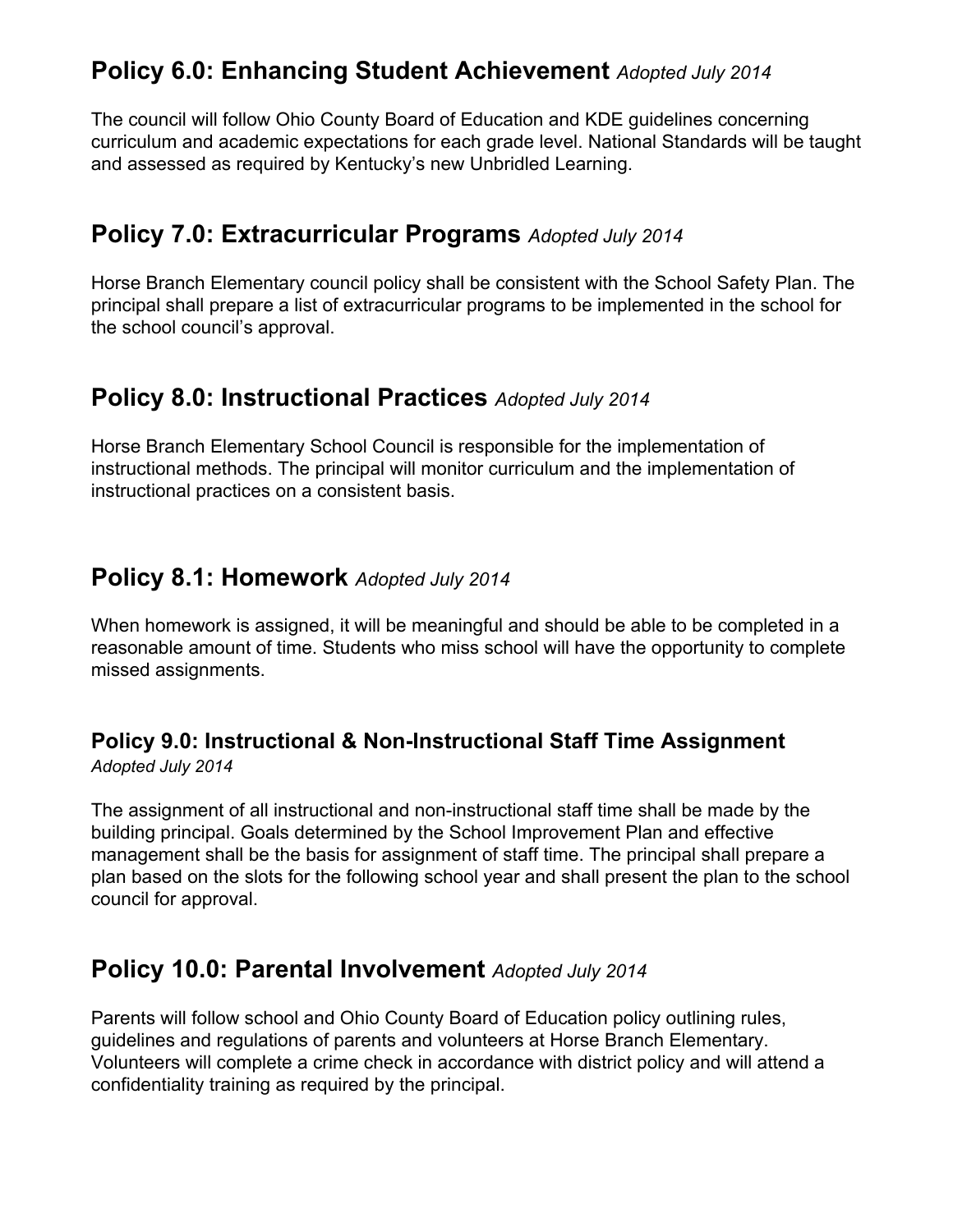## Policy 6.0: Enhancing Student Achievement *Adopted July 2014*

The council will follow Ohio County Board of Education and KDE guidelines concerning curriculum and academic expectations for each grade level. National Standards will be taught and assessed as required by Kentucky's new Unbridled Learning.

## Policy 7.0: Extracurricular Programs *Adopted July 2014*

Horse Branch Elementary council policy shall be consistent with the School Safety Plan. The principal shall prepare a list of extracurricular programs to be implemented in the school for the school council's approval.

## Policy 8.0: Instructional Practices *Adopted July 2014*

Horse Branch Elementary School Council is responsible for the implementation of instructional methods. The principal will monitor curriculum and the implementation of instructional practices on a consistent basis.

## Policy 8.1: Homework *Adopted July 2014*

When homework is assigned, it will be meaningful and should be able to be completed in a reasonable amount of time. Students who miss school will have the opportunity to complete missed assignments.

### Policy 9.0: Instructional & Non-Instructional Staff Time Assignment
*Adopted July 2014*

The assignment of all instructional and non-instructional staff time shall be made by the building principal. Goals determined by the School Improvement Plan and effective management shall be the basis for assignment of staff time. The principal shall prepare a plan based on the slots for the following school year and shall present the plan to the school council for approval.

## Policy 10.0: Parental Involvement *Adopted July 2014*

Parents will follow school and Ohio County Board of Education policy outlining rules, guidelines and regulations of parents and volunteers at Horse Branch Elementary. Volunteers will complete a crime check in accordance with district policy and will attend a confidentiality training as required by the principal.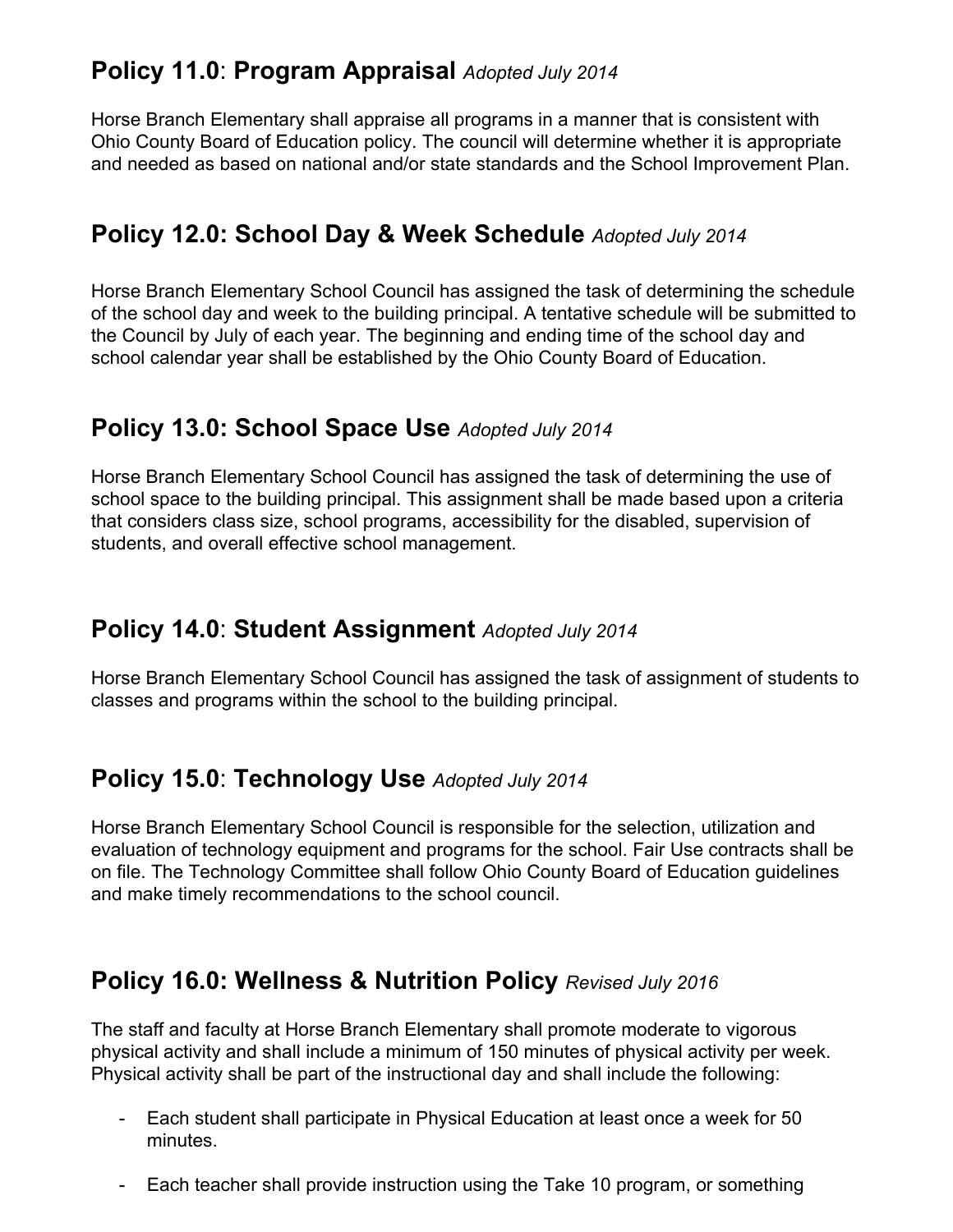## **Policy 11.0**: **Program Appraisal** *Adopted July 2014*

Horse Branch Elementary shall appraise all programs in a manner that is consistent with Ohio County Board of Education policy. The council will determine whether it is appropriate and needed as based on national and/or state standards and the School Improvement Plan.

## **Policy 12.0: School Day & Week Schedule** *Adopted July 2014*

Horse Branch Elementary School Council has assigned the task of determining the schedule of the school day and week to the building principal. A tentative schedule will be submitted to the Council by July of each year. The beginning and ending time of the school day and school calendar year shall be established by the Ohio County Board of Education.

## **Policy 13.0: School Space Use** *Adopted July 2014*

Horse Branch Elementary School Council has assigned the task of determining the use of school space to the building principal. This assignment shall be made based upon a criteria that considers class size, school programs, accessibility for the disabled, supervision of students, and overall effective school management.

## **Policy 14.0**: **Student Assignment** *Adopted July 2014*

Horse Branch Elementary School Council has assigned the task of assignment of students to classes and programs within the school to the building principal.

## **Policy 15.0**: **Technology Use** *Adopted July 2014*

Horse Branch Elementary School Council is responsible for the selection, utilization and evaluation of technology equipment and programs for the school. Fair Use contracts shall be on file. The Technology Committee shall follow Ohio County Board of Education guidelines and make timely recommendations to the school council.

## **Policy 16.0: Wellness & Nutrition Policy** *Revised July 2016*

The staff and faculty at Horse Branch Elementary shall promote moderate to vigorous physical activity and shall include a minimum of 150 minutes of physical activity per week. Physical activity shall be part of the instructional day and shall include the following:

- Each student shall participate in Physical Education at least once a week for 50 minutes.
- Each teacher shall provide instruction using the Take 10 program, or something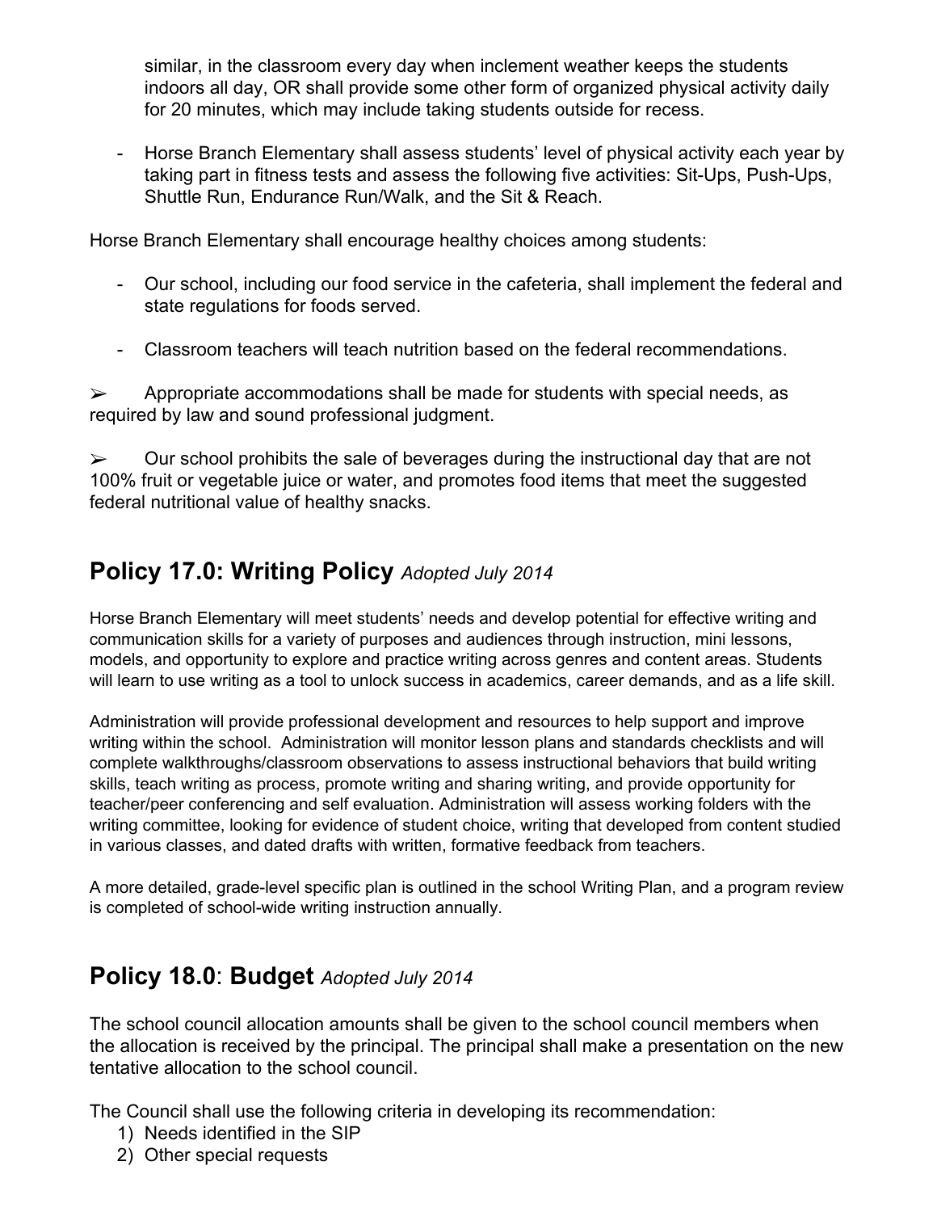similar, in the classroom every day when inclement weather keeps the students indoors all day, OR shall provide some other form of organized physical activity daily for 20 minutes, which may include taking students outside for recess.

- Horse Branch Elementary shall assess students' level of physical activity each year by taking part in fitness tests and assess the following five activities: Sit-Ups, Push-Ups, Shuttle Run, Endurance Run/Walk, and the Sit & Reach.

Horse Branch Elementary shall encourage healthy choices among students:

- Our school, including our food service in the cafeteria, shall implement the federal and state regulations for foods served.

- Classroom teachers will teach nutrition based on the federal recommendations.

➢ Appropriate accommodations shall be made for students with special needs, as required by law and sound professional judgment.

➢ Our school prohibits the sale of beverages during the instructional day that are not 100% fruit or vegetable juice or water, and promotes food items that meet the suggested federal nutritional value of healthy snacks.

## Policy 17.0: Writing Policy *Adopted July 2014*

Horse Branch Elementary will meet students' needs and develop potential for effective writing and communication skills for a variety of purposes and audiences through instruction, mini lessons, models, and opportunity to explore and practice writing across genres and content areas. Students will learn to use writing as a tool to unlock success in academics, career demands, and as a life skill.

Administration will provide professional development and resources to help support and improve writing within the school. Administration will monitor lesson plans and standards checklists and will complete walkthroughs/classroom observations to assess instructional behaviors that build writing skills, teach writing as process, promote writing and sharing writing, and provide opportunity for teacher/peer conferencing and self evaluation. Administration will assess working folders with the writing committee, looking for evidence of student choice, writing that developed from content studied in various classes, and dated drafts with written, formative feedback from teachers.

A more detailed, grade-level specific plan is outlined in the school Writing Plan, and a program review is completed of school-wide writing instruction annually.

## Policy 18.0: Budget *Adopted July 2014*

The school council allocation amounts shall be given to the school council members when the allocation is received by the principal. The principal shall make a presentation on the new tentative allocation to the school council.

The Council shall use the following criteria in developing its recommendation:

1) Needs identified in the SIP
2) Other special requests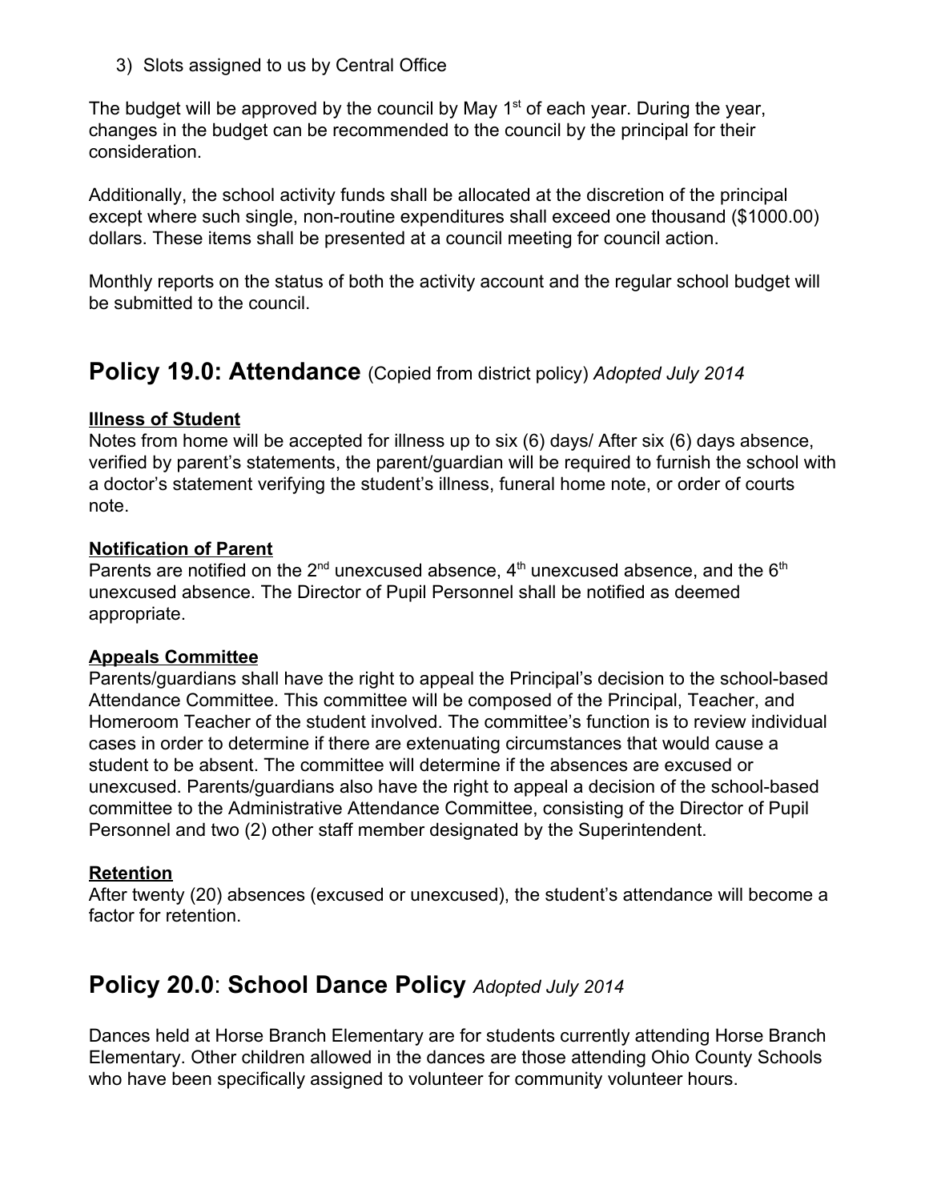3) Slots assigned to us by Central Office

The budget will be approved by the council by May 1st of each year. During the year, changes in the budget can be recommended to the council by the principal for their consideration.

Additionally, the school activity funds shall be allocated at the discretion of the principal except where such single, non-routine expenditures shall exceed one thousand ($1000.00) dollars. These items shall be presented at a council meeting for council action.

Monthly reports on the status of both the activity account and the regular school budget will be submitted to the council.

## Policy 19.0: Attendance (Copied from district policy) *Adopted July 2014*

**Illness of Student**

Notes from home will be accepted for illness up to six (6) days/ After six (6) days absence, verified by parent's statements, the parent/guardian will be required to furnish the school with a doctor's statement verifying the student's illness, funeral home note, or order of courts note.

**Notification of Parent**

Parents are notified on the 2nd unexcused absence, 4th unexcused absence, and the 6th unexcused absence. The Director of Pupil Personnel shall be notified as deemed appropriate.

**Appeals Committee**

Parents/guardians shall have the right to appeal the Principal's decision to the school-based Attendance Committee. This committee will be composed of the Principal, Teacher, and Homeroom Teacher of the student involved. The committee's function is to review individual cases in order to determine if there are extenuating circumstances that would cause a student to be absent. The committee will determine if the absences are excused or unexcused. Parents/guardians also have the right to appeal a decision of the school-based committee to the Administrative Attendance Committee, consisting of the Director of Pupil Personnel and two (2) other staff member designated by the Superintendent.

**Retention**

After twenty (20) absences (excused or unexcused), the student's attendance will become a factor for retention.

## Policy 20.0: School Dance Policy *Adopted July 2014*

Dances held at Horse Branch Elementary are for students currently attending Horse Branch Elementary. Other children allowed in the dances are those attending Ohio County Schools who have been specifically assigned to volunteer for community volunteer hours.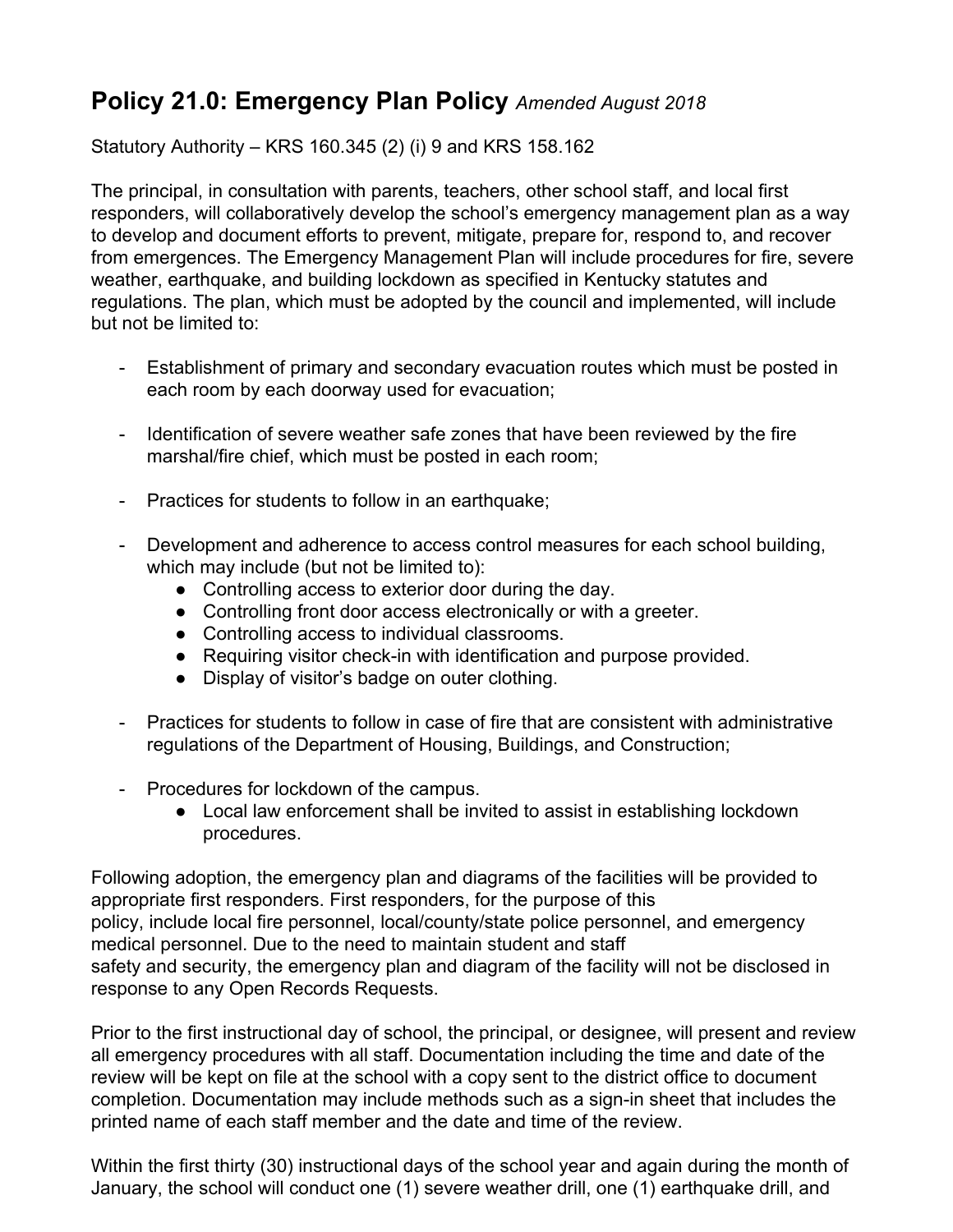## Policy 21.0: Emergency Plan Policy *Amended August 2018*

Statutory Authority – KRS 160.345 (2) (i) 9 and KRS 158.162

The principal, in consultation with parents, teachers, other school staff, and local first responders, will collaboratively develop the school's emergency management plan as a way to develop and document efforts to prevent, mitigate, prepare for, respond to, and recover from emergences. The Emergency Management Plan will include procedures for fire, severe weather, earthquake, and building lockdown as specified in Kentucky statutes and regulations. The plan, which must be adopted by the council and implemented, will include but not be limited to:

- Establishment of primary and secondary evacuation routes which must be posted in each room by each doorway used for evacuation;

- Identification of severe weather safe zones that have been reviewed by the fire marshal/fire chief, which must be posted in each room;

- Practices for students to follow in an earthquake;

- Development and adherence to access control measures for each school building, which may include (but not be limited to):
    - Controlling access to exterior door during the day.
    - Controlling front door access electronically or with a greeter.
    - Controlling access to individual classrooms.
    - Requiring visitor check-in with identification and purpose provided.
    - Display of visitor's badge on outer clothing.

- Practices for students to follow in case of fire that are consistent with administrative regulations of the Department of Housing, Buildings, and Construction;

- Procedures for lockdown of the campus.
    - Local law enforcement shall be invited to assist in establishing lockdown procedures.

Following adoption, the emergency plan and diagrams of the facilities will be provided to appropriate first responders. First responders, for the purpose of this policy, include local fire personnel, local/county/state police personnel, and emergency medical personnel. Due to the need to maintain student and staff safety and security, the emergency plan and diagram of the facility will not be disclosed in response to any Open Records Requests.

Prior to the first instructional day of school, the principal, or designee, will present and review all emergency procedures with all staff. Documentation including the time and date of the review will be kept on file at the school with a copy sent to the district office to document completion. Documentation may include methods such as a sign-in sheet that includes the printed name of each staff member and the date and time of the review.

Within the first thirty (30) instructional days of the school year and again during the month of January, the school will conduct one (1) severe weather drill, one (1) earthquake drill, and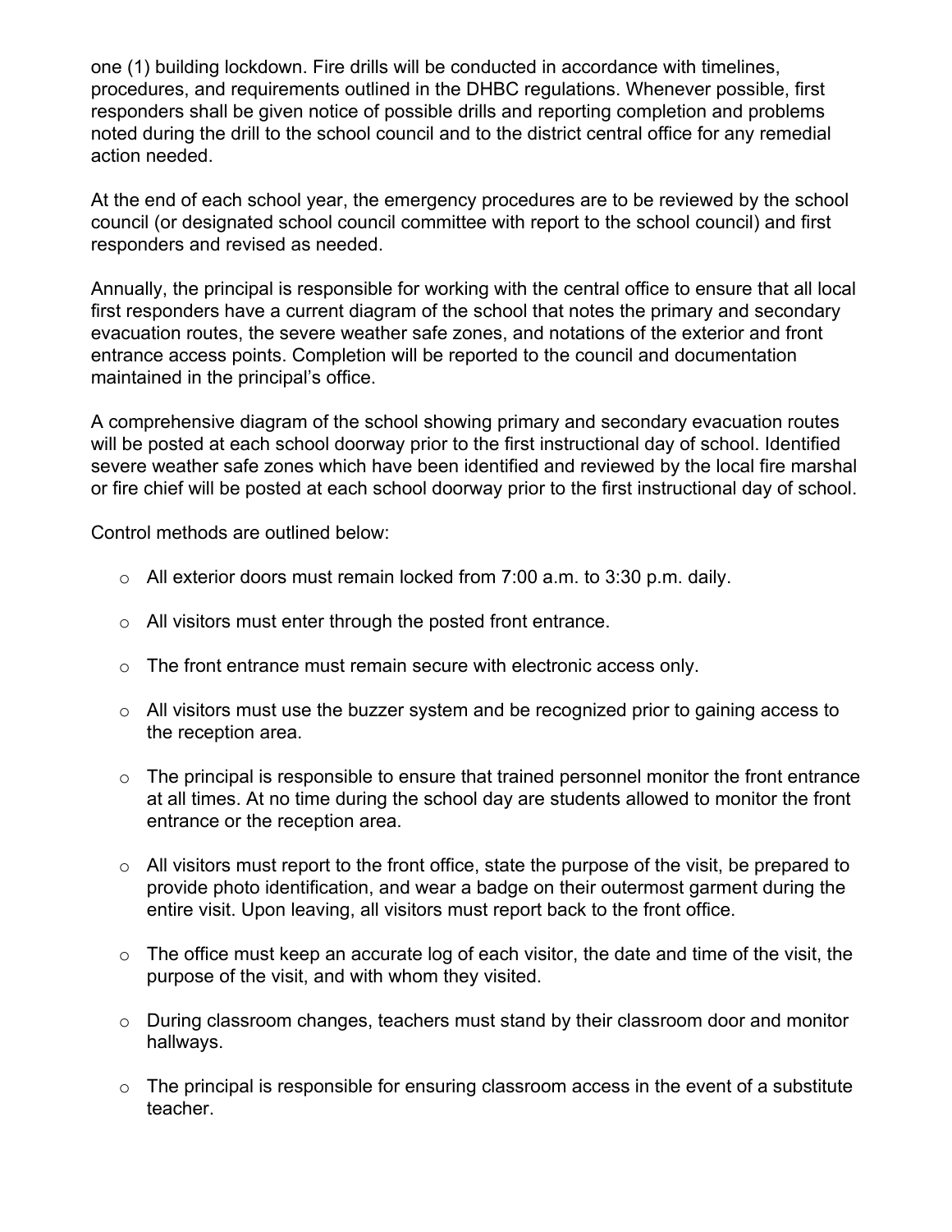one (1) building lockdown. Fire drills will be conducted in accordance with timelines, procedures, and requirements outlined in the DHBC regulations. Whenever possible, first responders shall be given notice of possible drills and reporting completion and problems noted during the drill to the school council and to the district central office for any remedial action needed.

At the end of each school year, the emergency procedures are to be reviewed by the school council (or designated school council committee with report to the school council) and first responders and revised as needed.

Annually, the principal is responsible for working with the central office to ensure that all local first responders have a current diagram of the school that notes the primary and secondary evacuation routes, the severe weather safe zones, and notations of the exterior and front entrance access points. Completion will be reported to the council and documentation maintained in the principal's office.

A comprehensive diagram of the school showing primary and secondary evacuation routes will be posted at each school doorway prior to the first instructional day of school. Identified severe weather safe zones which have been identified and reviewed by the local fire marshal or fire chief will be posted at each school doorway prior to the first instructional day of school.

Control methods are outlined below:

- All exterior doors must remain locked from 7:00 a.m. to 3:30 p.m. daily.
- All visitors must enter through the posted front entrance.
- The front entrance must remain secure with electronic access only.
- All visitors must use the buzzer system and be recognized prior to gaining access to the reception area.
- The principal is responsible to ensure that trained personnel monitor the front entrance at all times. At no time during the school day are students allowed to monitor the front entrance or the reception area.
- All visitors must report to the front office, state the purpose of the visit, be prepared to provide photo identification, and wear a badge on their outermost garment during the entire visit. Upon leaving, all visitors must report back to the front office.
- The office must keep an accurate log of each visitor, the date and time of the visit, the purpose of the visit, and with whom they visited.
- During classroom changes, teachers must stand by their classroom door and monitor hallways.
- The principal is responsible for ensuring classroom access in the event of a substitute teacher.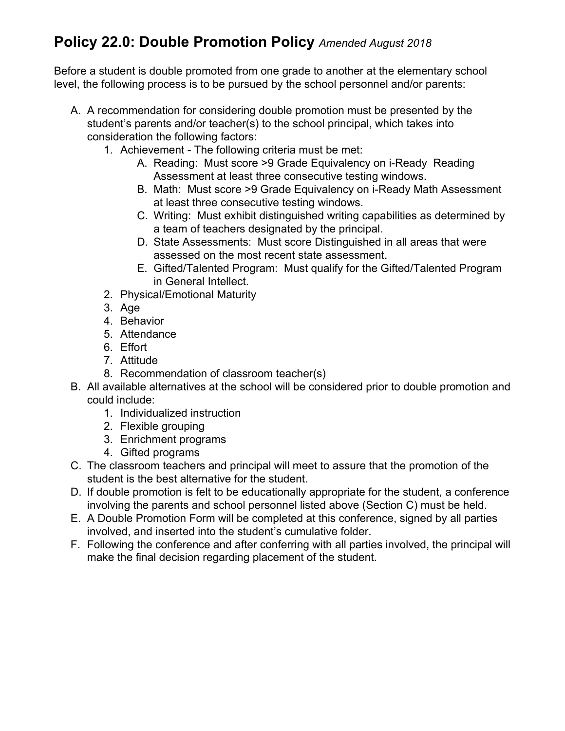## **Policy 22.0: Double Promotion Policy** *Amended August 2018*

Before a student is double promoted from one grade to another at the elementary school level, the following process is to be pursued by the school personnel and/or parents:

A. A recommendation for considering double promotion must be presented by the student's parents and/or teacher(s) to the school principal, which takes into consideration the following factors:
   1. Achievement - The following criteria must be met:
      A. Reading: Must score >9 Grade Equivalency on i-Ready Reading Assessment at least three consecutive testing windows.
      B. Math: Must score >9 Grade Equivalency on i-Ready Math Assessment at least three consecutive testing windows.
      C. Writing: Must exhibit distinguished writing capabilities as determined by a team of teachers designated by the principal.
      D. State Assessments: Must score Distinguished in all areas that were assessed on the most recent state assessment.
      E. Gifted/Talented Program: Must qualify for the Gifted/Talented Program in General Intellect.
   2. Physical/Emotional Maturity
   3. Age
   4. Behavior
   5. Attendance
   6. Effort
   7. Attitude
   8. Recommendation of classroom teacher(s)

B. All available alternatives at the school will be considered prior to double promotion and could include:
   1. Individualized instruction
   2. Flexible grouping
   3. Enrichment programs
   4. Gifted programs

C. The classroom teachers and principal will meet to assure that the promotion of the student is the best alternative for the student.

D. If double promotion is felt to be educationally appropriate for the student, a conference involving the parents and school personnel listed above (Section C) must be held.

E. A Double Promotion Form will be completed at this conference, signed by all parties involved, and inserted into the student's cumulative folder.

F. Following the conference and after conferring with all parties involved, the principal will make the final decision regarding placement of the student.